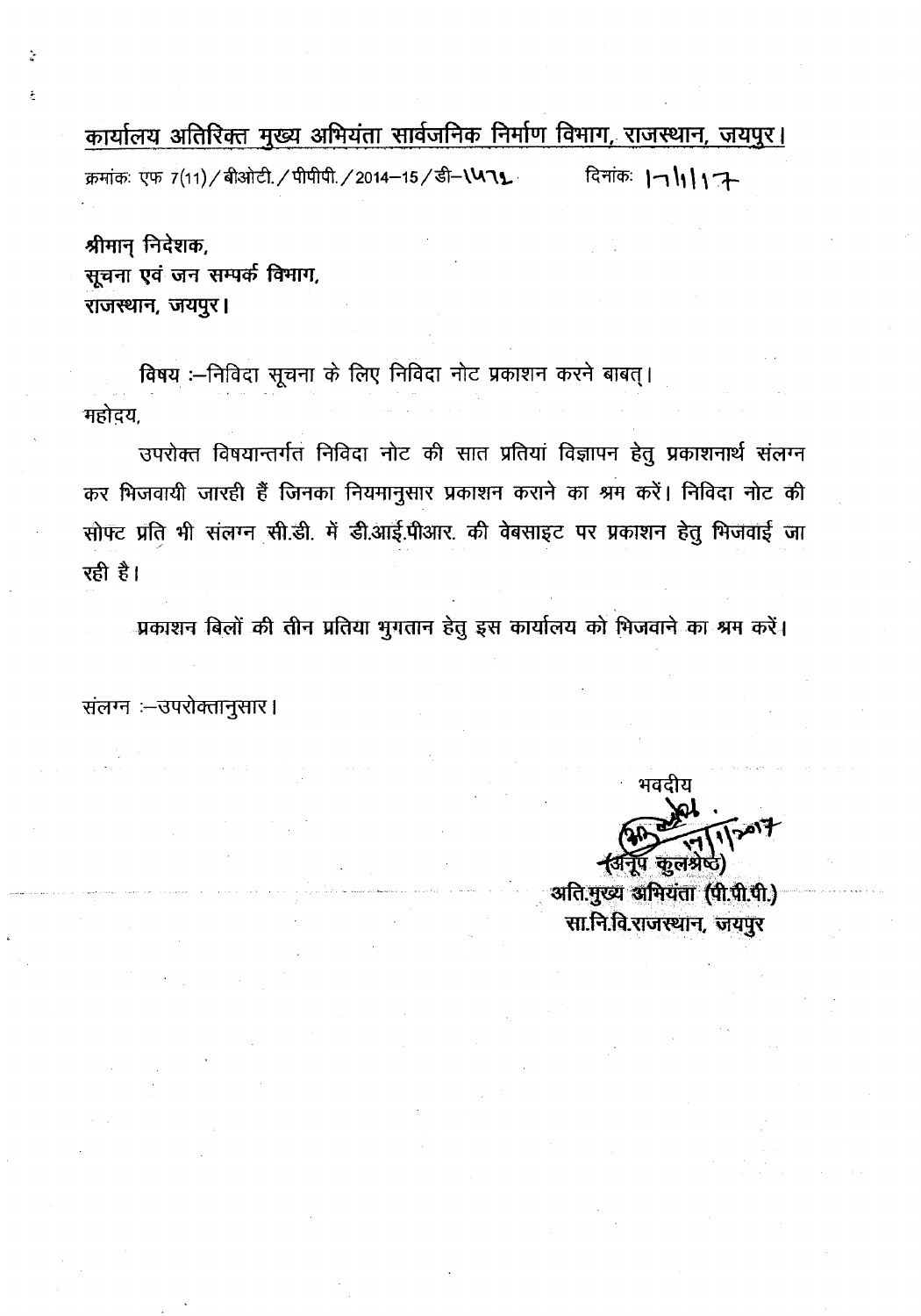# कार्यालय अतिरिक्त मुख्य अभियंता सार्वजनिक निर्माण विभाग, राजस्थान, जयपुर।

क्रमांकः एफ 7(11)/बीओटी./पीपीपी./2014–15/डी–1572 दिनांकः 17/1/17

श्रीमान् निदेशक,
सूचना एवं जन सम्पर्क विभाग,
राजस्थान, जयपुर।

विषय :–निविदा सूचना के लिए निविदा नोट प्रकाशन करने बाबत्।

महोदय,

उपरोक्त विषयान्तर्गत निविदा नोट की सात प्रतियां विज्ञापन हेतु प्रकाशनार्थ संलग्न कर भिजवायी जारही हैं जिनका नियमानुसार प्रकाशन कराने का श्रम करें। निविदा नोट की सोफ्ट प्रति भी संलग्न सी.डी. में डी.आई.पीआर. की वेबसाइट पर प्रकाशन हेतु भिजवाई जा रही है।

प्रकाशन बिलों की तीन प्रतिया भुगतान हेतु इस कार्यालय को भिजवाने का श्रम करें।

संलग्न :–उपरोक्तानुसार।

भवदीय

17/1/2017

(अनूप कुलश्रेष्ठ)
अति.मुख्य अभियंता (पी.पी.पी.)
सा.नि.वि.राजस्थान, जयपुर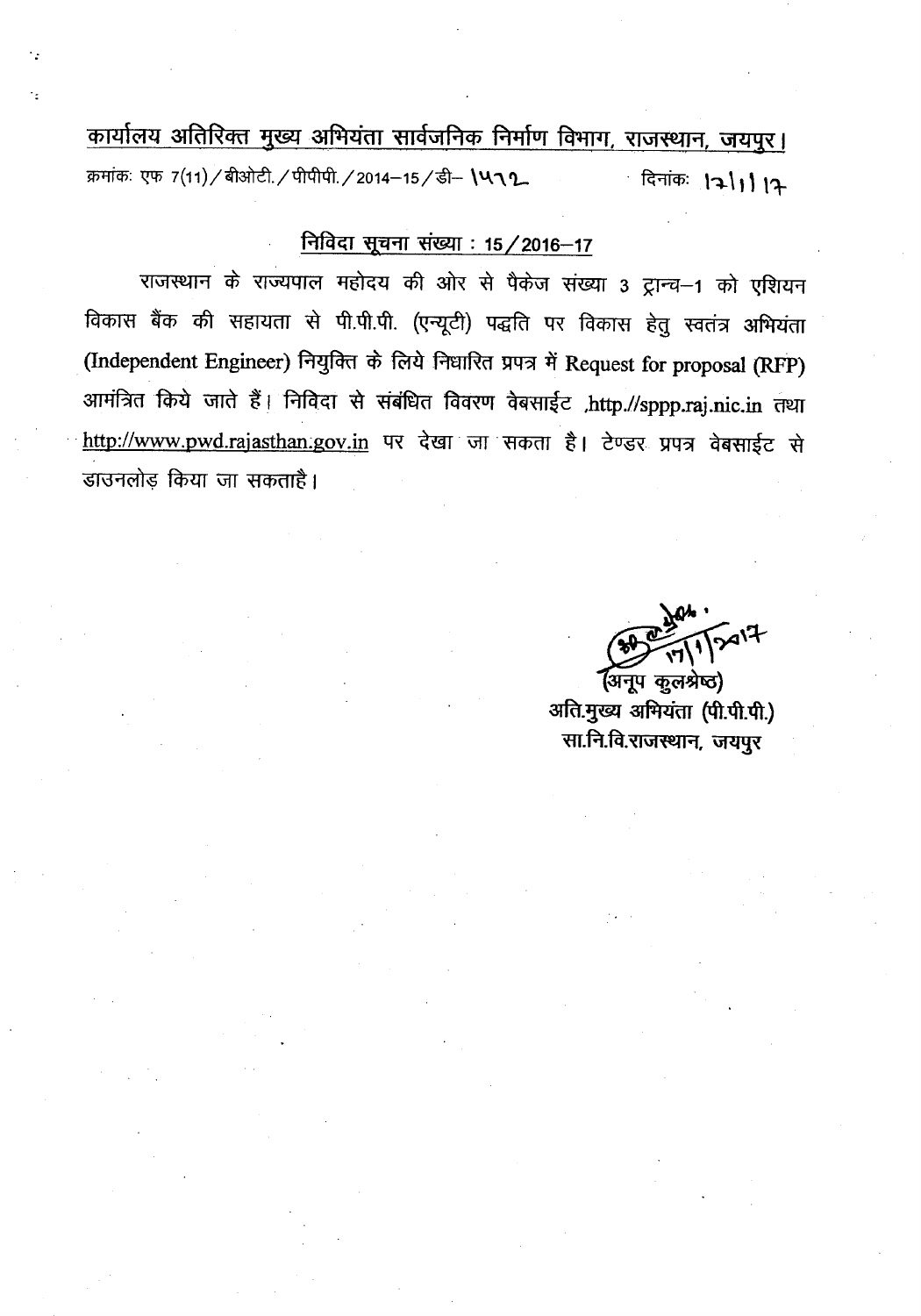# कार्यालय अतिरिक्त मुख्य अभियंता सार्वजनिक निर्माण विभाग, राजस्थान, जयपुर।

क्रमांकः एफ 7(11)/बीओटी./पीपीपी./2014–15/डी– 1572 दिनांकः 12|1|17

## निविदा सूचना संख्या : 15/2016–17

राजस्थान के राज्यपाल महोदय की ओर से पैकेज संख्या 3 ट्रान्च–1 को एशियन विकास बैंक की सहायता से पी.पी.पी. (एन्यूटी) पद्धति पर विकास हेतु स्वतंत्र अभियंता (Independent Engineer) नियुक्ति के लिये निधारित प्रपत्र में Request for proposal (RFP) आमंत्रित किये जाते हैं। निविदा से संबंधित विवरण वेबसाईट ,http.//sppp.raj.nic.in तथा http://www.pwd.rajasthan.gov.in पर देखा जा सकता है। टेण्डर प्रपत्र वेबसाईट से डाउनलोड़ किया जा सकताहै।

17/1/2017

(अनूप कुलश्रेष्ठ)
अति.मुख्य अभियंता (पी.पी.पी.)
सा.नि.वि.राजस्थान, जयपुर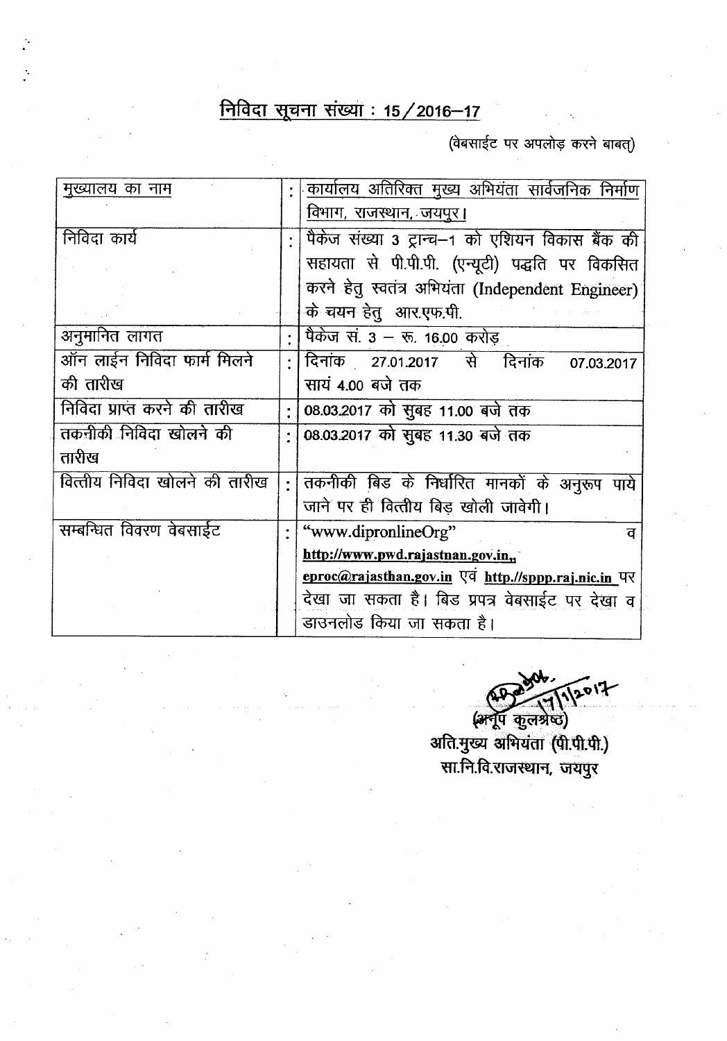# निविदा सूचना संख्या : 15/2016–17

(वेबसाईट पर अपलोड़ करने बाबत्)

| | | |
|---|---|---|
| मुख्यालय का नाम | : | कार्यालय अतिरिक्त मुख्य अभियंता सार्वजनिक निर्माण विभाग, राजस्थान, जयपुर। |
| निविदा कार्य | : | पैकेज संख्या 3 ट्रान्च–1 को एशियन विकास बैंक की सहायता से पी.पी.पी. (एन्यूटी) पद्धति पर विकसित करने हेतु स्वतंत्र अभियंता (Independent Engineer) के चयन हेतु आर.एफ.पी. |
| अनुमानित लागत | : | पैकेज सं. 3 – रू. 16.00 करोड़ |
| ऑन लाईन निविदा फार्म मिलने की तारीख | : | दिनांक 27.01.2017 से दिनांक 07.03.2017 सायं 4.00 बजे तक |
| निविदा प्राप्त करने की तारीख | : | 08.03.2017 को सुबह 11.00 बजे तक |
| तकनीकी निविदा खोलने की तारीख | : | 08.03.2017 को सुबह 11.30 बजे तक |
| वित्तीय निविदा खोलने की तारीख | : | तकनीकी बिड के निर्धारित मानकों के अनुरूप पाये जाने पर ही वित्तीय बिड़ खोली जावेगी। |
| सम्बन्धित विवरण वेबसाईट | : | "www.dipronlineOrg" व http://www.pwd.rajastnan.gov.in,, eproc@rajasthan.gov.in एवं http://sppp.raj.nic.in पर देखा जा सकता है। बिड प्रपत्र वेबसाईट पर देखा व डाउनलोड किया जा सकता है। |

17/1/2017

(अनूप कुलश्रेष्ठ)
अति.मुख्य अभियंता (पी.पी.पी.)
सा.नि.वि.राजस्थान, जयपुर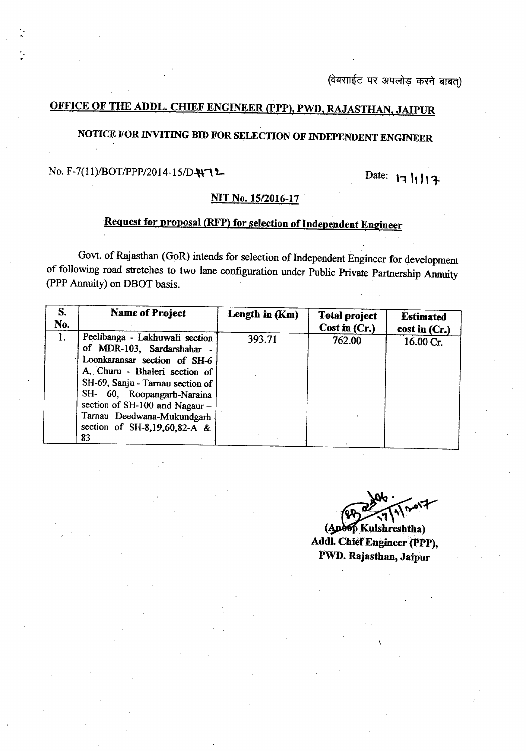(वेबसाईट पर अपलोड़ करने बाबत्)

## OFFICE OF THE ADDL. CHIEF ENGINEER (PPP), PWD, RAJASTHAN, JAIPUR

## NOTICE FOR INVITING BID FOR SELECTION OF INDEPENDENT ENGINEER

No. F-7(11)/BOT/PPP/2014-15/D-472 Date: 17/1/17

### NIT No. 15/2016-17

### Request for proposal (RFP) for selection of Independent Engineer

Govt. of Rajasthan (GoR) intends for selection of Independent Engineer for development of following road stretches to two lane configuration under Public Private Partnership Annuity (PPP Annuity) on DBOT basis.

| S. No. | Name of Project | Length in (Km) | Total project Cost in (Cr.) | Estimated cost in (Cr.) |
|---|---|---|---|---|
| 1. | Peelibanga - Lakhuwali section of MDR-103, Sardarshahar - Loonkaransar section of SH-6 A, Churu - Bhaleri section of SH-69, Sanju - Tarnau section of SH- 60, Roopangarh-Naraina section of SH-100 and Nagaur – Tarnau Deedwana-Mukundgarh section of SH-8,19,60,82-A & 83 | 393.71 | 762.00 | 16.00 Cr. |

17/1/2017

**(Anoop Kulshreshtha)**
**Addl. Chief Engineer (PPP),**
**PWD. Rajasthan, Jaipur**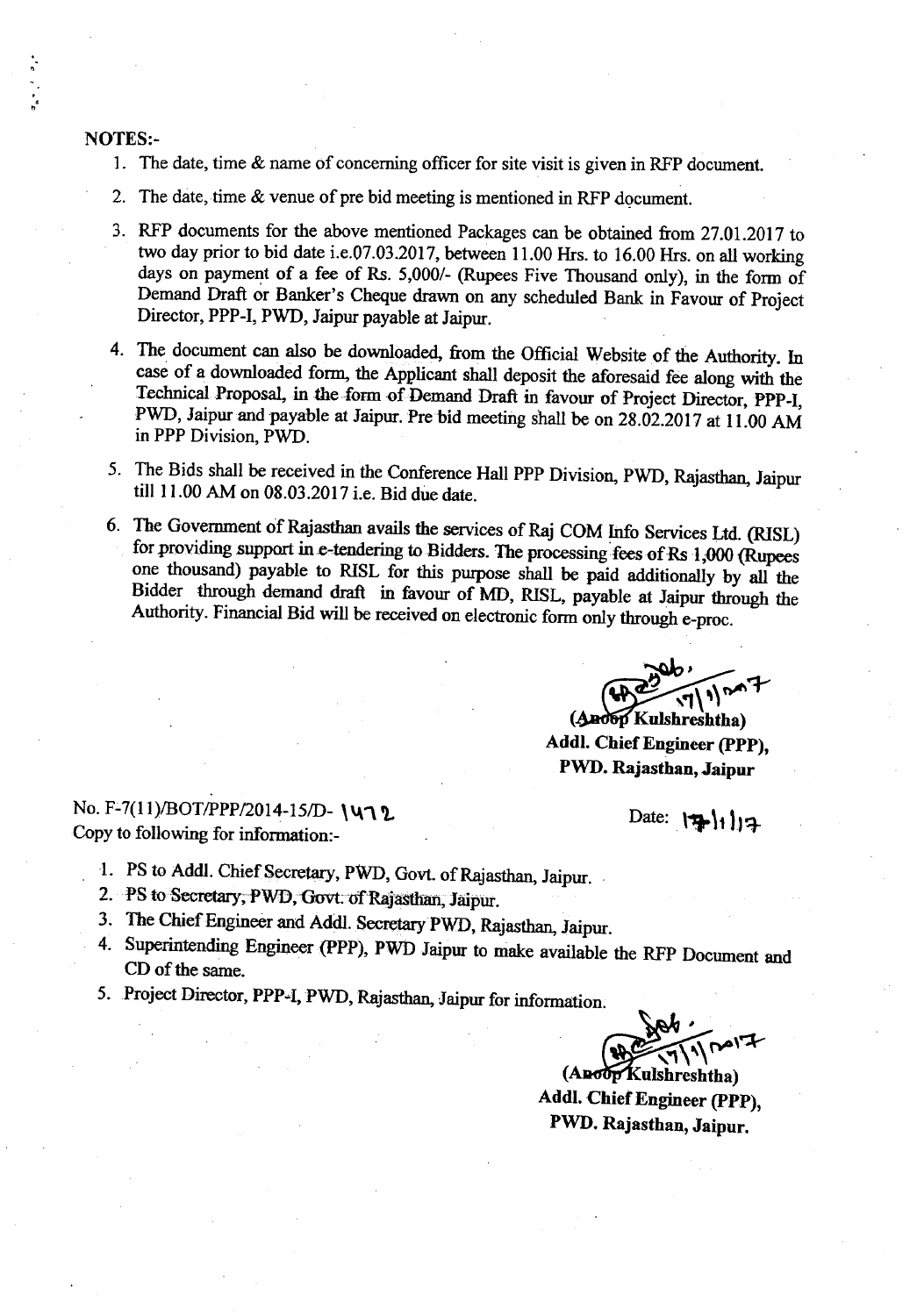**NOTES:-**

1. The date, time & name of concerning officer for site visit is given in RFP document.
2. The date, time & venue of pre bid meeting is mentioned in RFP document.
3. RFP documents for the above mentioned Packages can be obtained from 27.01.2017 to two day prior to bid date i.e.07.03.2017, between 11.00 Hrs. to 16.00 Hrs. on all working days on payment of a fee of Rs. 5,000/- (Rupees Five Thousand only), in the form of Demand Draft or Banker's Cheque drawn on any scheduled Bank in Favour of Project Director, PPP-I, PWD, Jaipur payable at Jaipur.
4. The document can also be downloaded, from the Official Website of the Authority. In case of a downloaded form, the Applicant shall deposit the aforesaid fee along with the Technical Proposal, in the form of Demand Draft in favour of Project Director, PPP-I, PWD, Jaipur and payable at Jaipur. Pre bid meeting shall be on 28.02.2017 at 11.00 AM in PPP Division, PWD.
5. The Bids shall be received in the Conference Hall PPP Division, PWD, Rajasthan, Jaipur till 11.00 AM on 08.03.2017 i.e. Bid due date.
6. The Government of Rajasthan avails the services of Raj COM Info Services Ltd. (RISL) for providing support in e-tendering to Bidders. The processing fees of Rs 1,000 (Rupees one thousand) payable to RISL for this purpose shall be paid additionally by all the Bidder through demand draft in favour of MD, RISL, payable at Jaipur through the Authority. Financial Bid will be received on electronic form only through e-proc.

Sd/- 17/1/2017

(Anoop Kulshreshtha)
**Addl. Chief Engineer (PPP),**
**PWD. Rajasthan, Jaipur**

No. F-7(11)/BOT/PPP/2014-15/D- 1472 Date: 17/1/17

Copy to following for information:-

1. PS to Addl. Chief Secretary, PWD, Govt. of Rajasthan, Jaipur.
2. ~~PS to Secretary, PWD, Govt. of Rajasthan, Jaipur.~~
3. The Chief Engineer and Addl. Secretary PWD, Rajasthan, Jaipur.
4. Superintending Engineer (PPP), PWD Jaipur to make available the RFP Document and CD of the same.
5. Project Director, PPP-I, PWD, Rajasthan, Jaipur for information.

Sd/- 17/1/2017

(Anoop Kulshreshtha)
**Addl. Chief Engineer (PPP),**
**PWD. Rajasthan, Jaipur.**